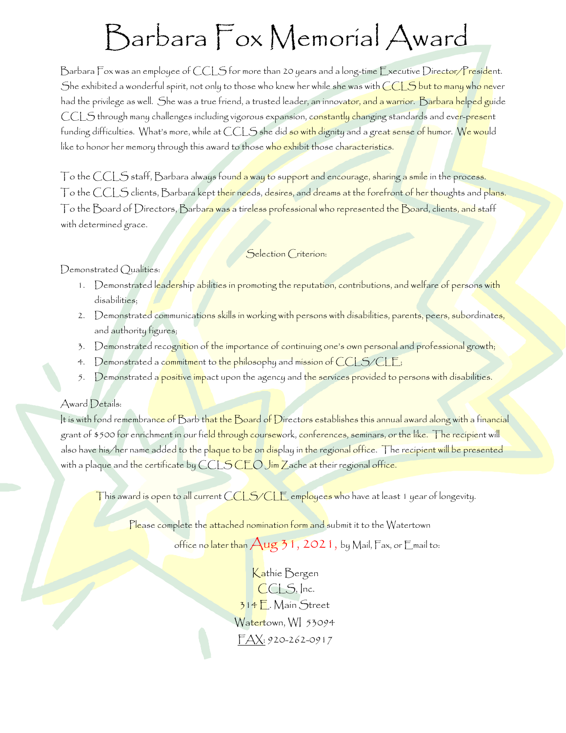# Barbara Fox Memorial Award

Barbara Fox was an employee of CCLS for more than 20 years and a long-time Executive Director/President. She exhibited a wonderful spirit, not only to those who knew her while she was with CCLS but to many who never had the privilege as well. She was a true friend, a trusted leader, an innovator, and a warrior. Barbara helped guide CCLS through many challenges including vigorous expansion, constantly changing standards and ever-present funding difficulties. What's more, while at CCLS she did so with dignity and a great sense of humor. We would like to honor her memory through this award to those who exhibit those characteristics.

To the CCLS staff, Barbara always found a way to support and encourage, sharing a smile in the process. To the CCLS clients, Barbara kept their needs, desires, and dreams at the forefront of her thoughts and plans. To the Board of Directors, Barbara was a tireless professional who represented the Board, clients, and staff with determined grace.

Selection Criterion:

Demonstrated Qualities:

1. Demonstrated leadership abilities in promoting the reputation, contributions, and welfare of persons with disabilities;
2. Demonstrated communications skills in working with persons with disabilities, parents, peers, subordinates, and authority figures;
3. Demonstrated recognition of the importance of continuing one's own personal and professional growth;
4. Demonstrated a commitment to the philosophy and mission of CCLS/CLE;
5. Demonstrated a positive impact upon the agency and the services provided to persons with disabilities.

Award Details:

It is with fond remembrance of Barb that the Board of Directors establishes this annual award along with a financial grant of $500 for enrichment in our field through coursework, conferences, seminars, or the like. The recipient will also have his/her name added to the plaque to be on display in the regional office. The recipient will be presented with a plaque and the certificate by CCLS CEO Jim Zache at their regional office.

This award is open to all current CCLS/CLE employees who have at least 1 year of longevity.

Please complete the attached nomination form and submit it to the Watertown office no later than **Aug 31, 2021,** by Mail, Fax, or Email to:

Kathie Bergen
CCLS, Inc.
314 E. Main Street
Watertown, WI 53094
FAX: 920-262-0917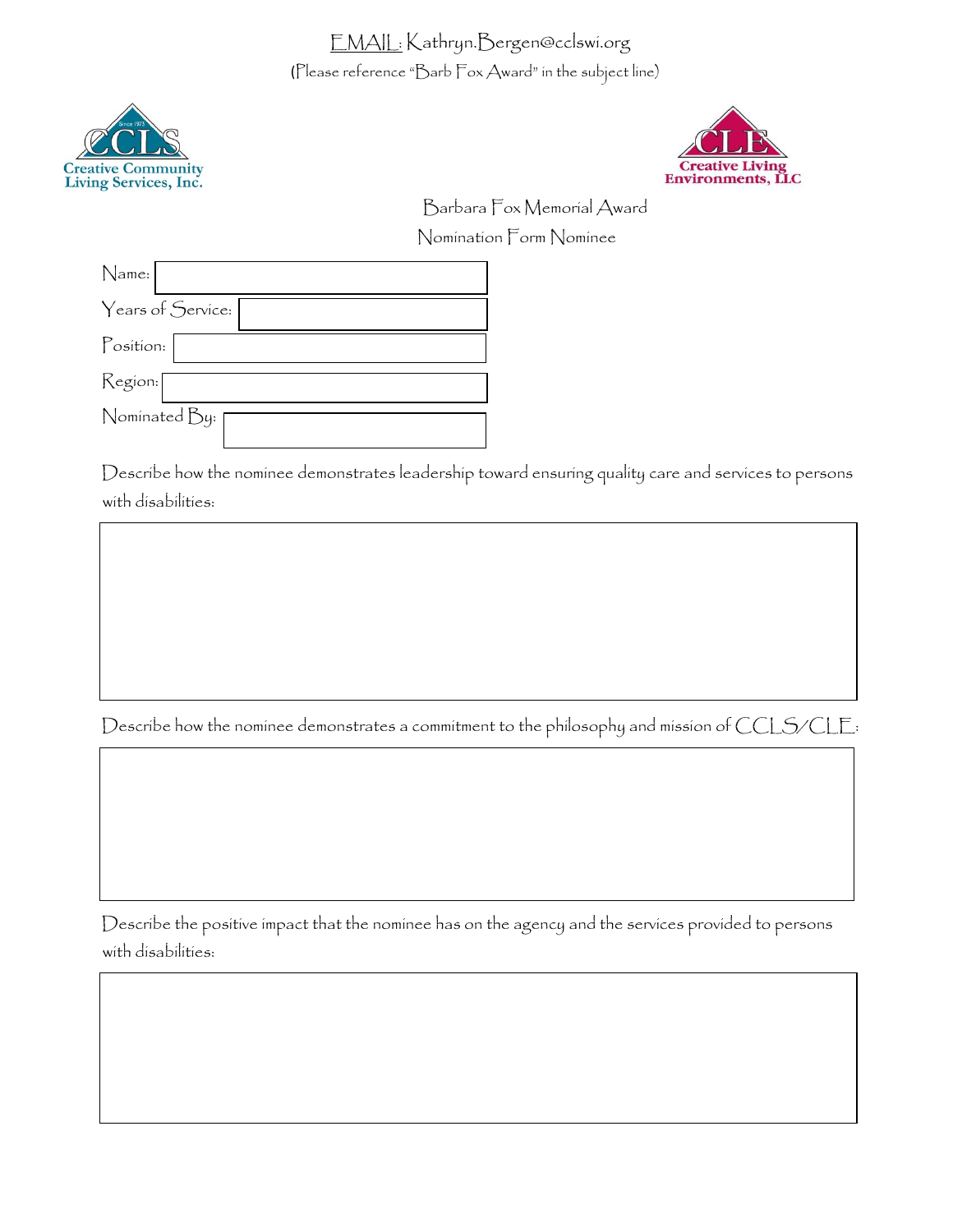EMAIL: Kathryn.Bergen@cclswi.org

(Please reference "Barb Fox Award" in the subject line)

Creative Community Living Services, Inc.

Creative Living Environments, LLC

## Barbara Fox Memorial Award

### Nomination Form Nominee

Name:

Years of Service:

Position:

Region:

Nominated By:

Describe how the nominee demonstrates leadership toward ensuring quality care and services to persons with disabilities:

Describe how the nominee demonstrates a commitment to the philosophy and mission of CCLS/CLE:

Describe the positive impact that the nominee has on the agency and the services provided to persons with disabilities: